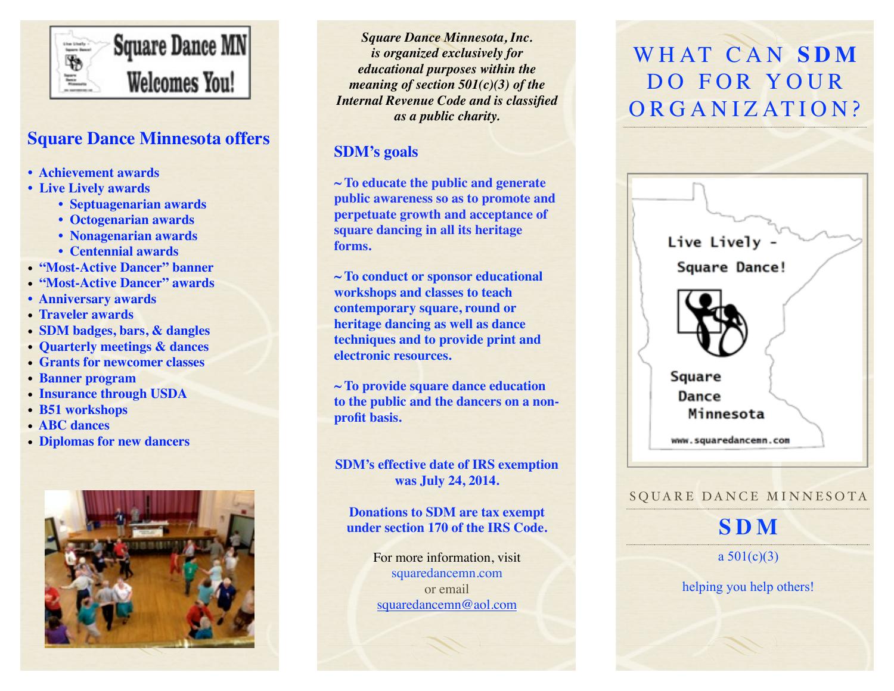Square Dance MN Welcomes You!

## Square Dance Minnesota offers

- Achievement awards
- Live Lively awards
    - Septuagenarian awards
    - Octogenarian awards
    - Nonagenarian awards
    - Centennial awards
- “Most-Active Dancer” banner
- “Most-Active Dancer” awards
- Anniversary awards
- Traveler awards
- SDM badges, bars, & dangles
- Quarterly meetings & dances
- Grants for newcomer classes
- Banner program
- Insurance through USDA
- B51 workshops
- ABC dances
- Diplomas for new dancers

*Square Dance Minnesota, Inc. is organized exclusively for educational purposes within the meaning of section 501(c)(3) of the Internal Revenue Code and is classified as a public charity.*

## SDM’s goals

**~ To educate the public and generate public awareness so as to promote and perpetuate growth and acceptance of square dancing in all its heritage forms.**

**~ To conduct or sponsor educational workshops and classes to teach contemporary square, round or heritage dancing as well as dance techniques and to provide print and electronic resources.**

**~ To provide square dance education to the public and the dancers on a non-profit basis.**

**SDM’s effective date of IRS exemption was July 24, 2014.**

**Donations to SDM are tax exempt under section 170 of the IRS Code.**

For more information, visit
squaredancemn.com
or email
squaredancemn@aol.com

# WHAT CAN SDM DO FOR YOUR ORGANIZATION?

Live Lively - Square Dance!

Square Dance Minnesota

www.squaredancemn.com

SQUARE DANCE MINNESOTA

## SDM

a 501(c)(3)

helping you help others!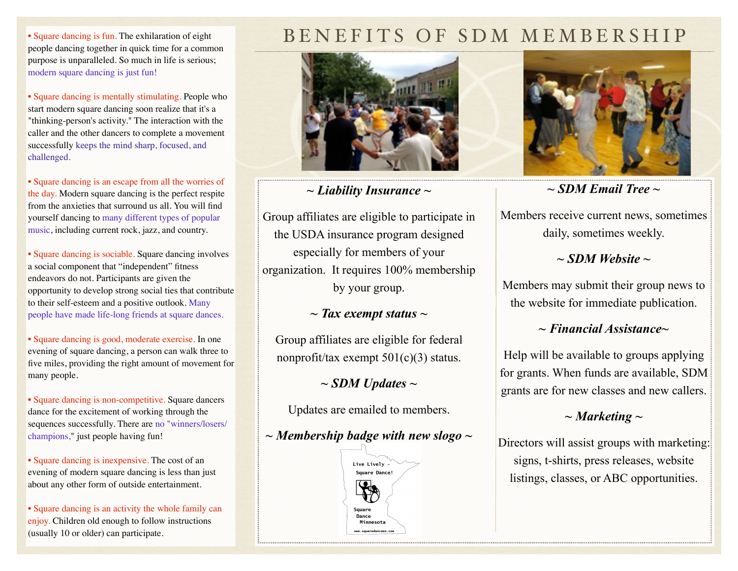• Square dancing is fun. The exhilaration of eight people dancing together in quick time for a common purpose is unparalleled. So much in life is serious; modern square dancing is just fun!

• Square dancing is mentally stimulating. People who start modern square dancing soon realize that it's a "thinking-person's activity." The interaction with the caller and the other dancers to complete a movement successfully keeps the mind sharp, focused, and challenged.

• Square dancing is an escape from all the worries of the day. Modern square dancing is the perfect respite from the anxieties that surround us all. You will find yourself dancing to many different types of popular music, including current rock, jazz, and country.

• Square dancing is sociable. Square dancing involves a social component that "independent" fitness endeavors do not. Participants are given the opportunity to develop strong social ties that contribute to their self-esteem and a positive outlook. Many people have made life-long friends at square dances.

• Square dancing is good, moderate exercise. In one evening of square dancing, a person can walk three to five miles, providing the right amount of movement for many people.

• Square dancing is non-competitive. Square dancers dance for the excitement of working through the sequences successfully. There are no "winners/losers/ champions," just people having fun!

• Square dancing is inexpensive. The cost of an evening of modern square dancing is less than just about any other form of outside entertainment.

• Square dancing is an activity the whole family can enjoy. Children old enough to follow instructions (usually 10 or older) can participate.

# BENEFITS OF SDM MEMBERSHIP

### *~ Liability Insurance ~*

Group affiliates are eligible to participate in the USDA insurance program designed especially for members of your organization. It requires 100% membership by your group.

### *~ Tax exempt status ~*

Group affiliates are eligible for federal nonprofit/tax exempt 501(c)(3) status.

### *~ SDM Updates ~*

Updates are emailed to members.

### *~ Membership badge with new slogo ~*

Live Lively – Square Dance!

Square Dance Minnesota

www.squaredancemn.com

### *~ SDM Email Tree ~*

Members receive current news, sometimes daily, sometimes weekly.

### *~ SDM Website ~*

Members may submit their group news to the website for immediate publication.

### *~ Financial Assistance~*

Help will be available to groups applying for grants. When funds are available, SDM grants are for new classes and new callers.

### *~ Marketing ~*

Directors will assist groups with marketing: signs, t-shirts, press releases, website listings, classes, or ABC opportunities.